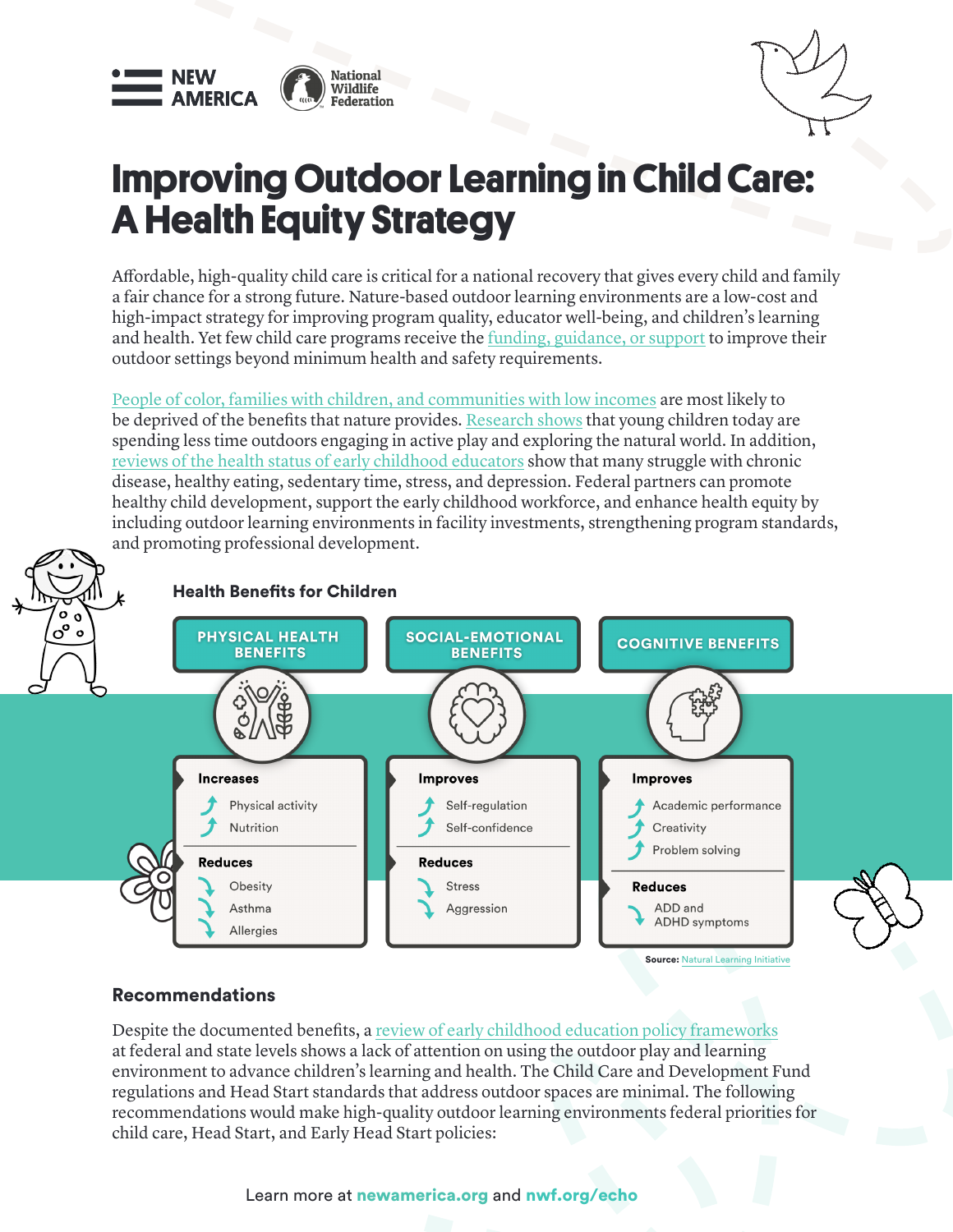NEW AMERICA

National Wildlife Federation

# Improving Outdoor Learning in Child Care: A Health Equity Strategy

Affordable, high-quality child care is critical for a national recovery that gives every child and family a fair chance for a strong future. Nature-based outdoor learning environments are a low-cost and high-impact strategy for improving program quality, educator well-being, and children's learning and health. Yet few child care programs receive the funding, guidance, or support to improve their outdoor settings beyond minimum health and safety requirements.

People of color, families with children, and communities with low incomes are most likely to be deprived of the benefits that nature provides. Research shows that young children today are spending less time outdoors engaging in active play and exploring the natural world. In addition, reviews of the health status of early childhood educators show that many struggle with chronic disease, healthy eating, sedentary time, stress, and depression. Federal partners can promote healthy child development, support the early childhood workforce, and enhance health equity by including outdoor learning environments in facility investments, strengthening program standards, and promoting professional development.

### Health Benefits for Children

**PHYSICAL HEALTH BENEFITS**

**Increases**
- Physical activity
- Nutrition

**Reduces**
- Obesity
- Asthma
- Allergies

**SOCIAL-EMOTIONAL BENEFITS**

**Improves**
- Self-regulation
- Self-confidence

**Reduces**
- Stress
- Aggression

**COGNITIVE BENEFITS**

**Improves**
- Academic performance
- Creativity
- Problem solving

**Reduces**
- ADD and ADHD symptoms

**Source:** Natural Learning Initiative

## Recommendations

Despite the documented benefits, a review of early childhood education policy frameworks at federal and state levels shows a lack of attention on using the outdoor play and learning environment to advance children's learning and health. The Child Care and Development Fund regulations and Head Start standards that address outdoor spaces are minimal. The following recommendations would make high-quality outdoor learning environments federal priorities for child care, Head Start, and Early Head Start policies:

Learn more at **newamerica.org** and **nwf.org/echo**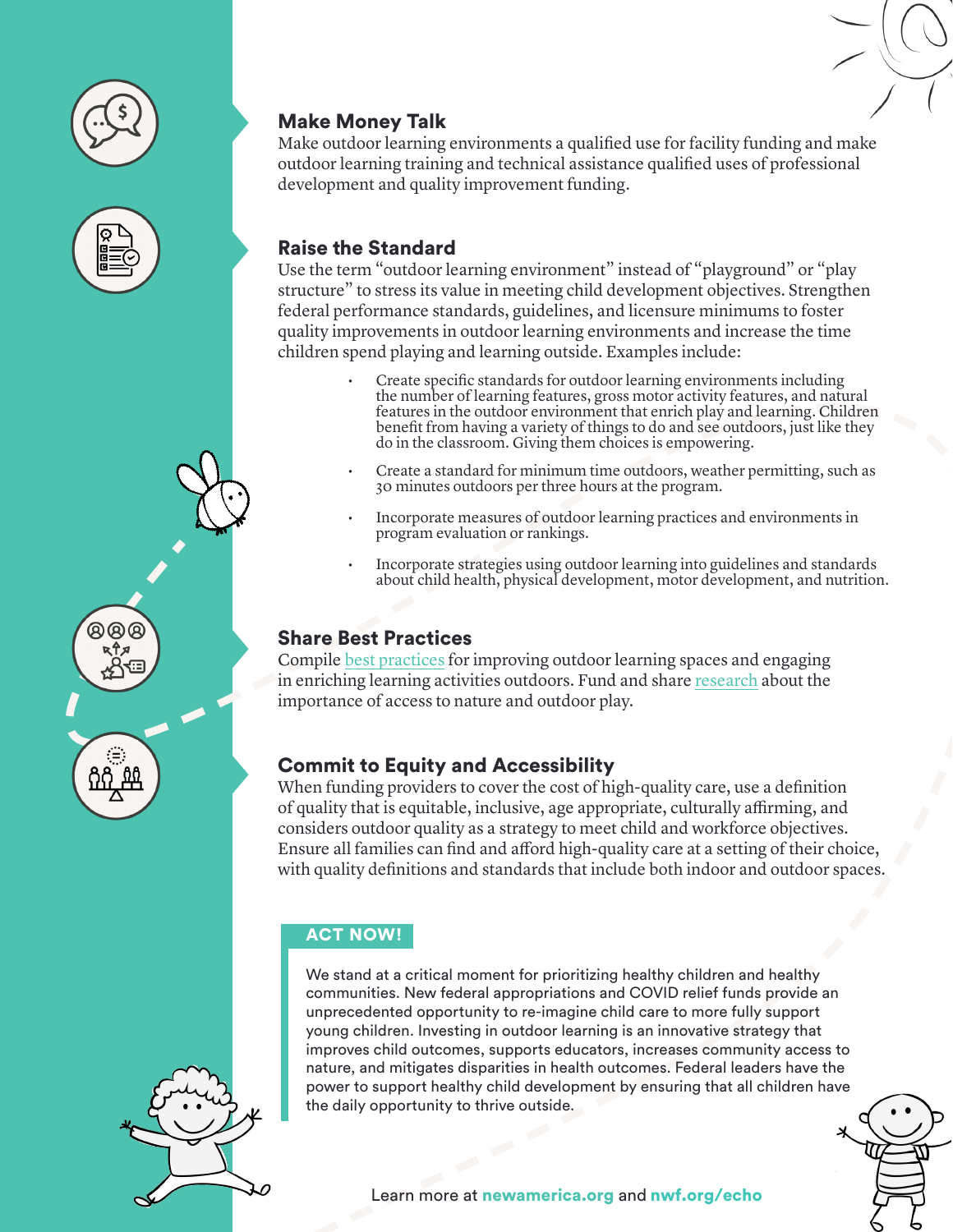## Make Money Talk

Make outdoor learning environments a qualified use for facility funding and make outdoor learning training and technical assistance qualified uses of professional development and quality improvement funding.

## Raise the Standard

Use the term "outdoor learning environment" instead of "playground" or "play structure" to stress its value in meeting child development objectives. Strengthen federal performance standards, guidelines, and licensure minimums to foster quality improvements in outdoor learning environments and increase the time children spend playing and learning outside. Examples include:

- Create specific standards for outdoor learning environments including the number of learning features, gross motor activity features, and natural features in the outdoor environment that enrich play and learning. Children benefit from having a variety of things to do and see outdoors, just like they do in the classroom. Giving them choices is empowering.
- Create a standard for minimum time outdoors, weather permitting, such as 30 minutes outdoors per three hours at the program.
- Incorporate measures of outdoor learning practices and environments in program evaluation or rankings.
- Incorporate strategies using outdoor learning into guidelines and standards about child health, physical development, motor development, and nutrition.

## Share Best Practices

Compile best practices for improving outdoor learning spaces and engaging in enriching learning activities outdoors. Fund and share research about the importance of access to nature and outdoor play.

## Commit to Equity and Accessibility

When funding providers to cover the cost of high-quality care, use a definition of quality that is equitable, inclusive, age appropriate, culturally affirming, and considers outdoor quality as a strategy to meet child and workforce objectives. Ensure all families can find and afford high-quality care at a setting of their choice, with quality definitions and standards that include both indoor and outdoor spaces.

**ACT NOW!**

We stand at a critical moment for prioritizing healthy children and healthy communities. New federal appropriations and COVID relief funds provide an unprecedented opportunity to re-imagine child care to more fully support young children. Investing in outdoor learning is an innovative strategy that improves child outcomes, supports educators, increases community access to nature, and mitigates disparities in health outcomes. Federal leaders have the power to support healthy child development by ensuring that all children have the daily opportunity to thrive outside.

Learn more at **newamerica.org** and **nwf.org/echo**